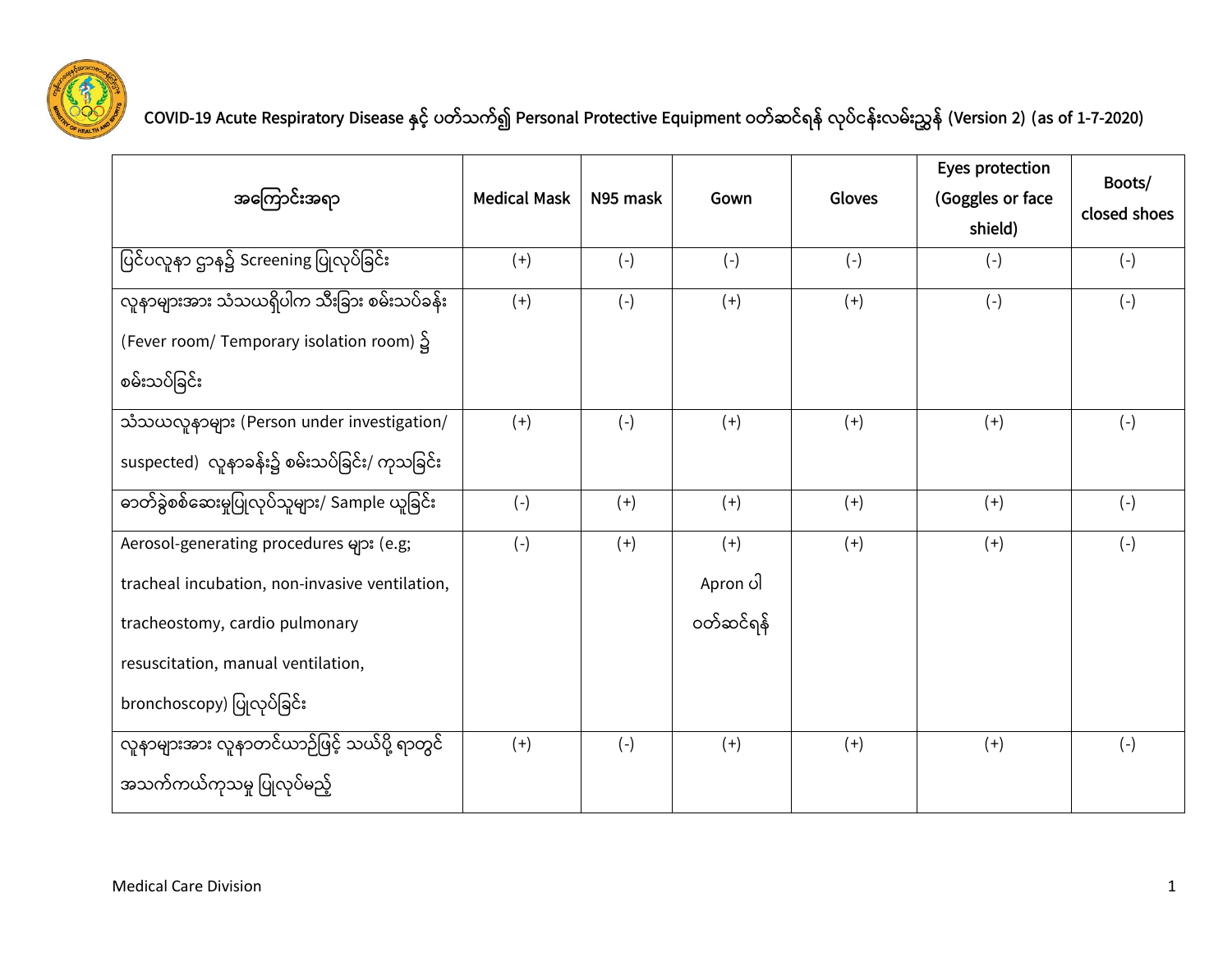# COVID-19 Acute Respiratory Disease နှင့် ပတ်သက်၍ Personal Protective Equipment ဝတ်ဆင်ရန် လုပ်ငန်းလမ်းညွှန် (Version 2) (as of 1-7-2020)

| အကြောင်းအရာ | Medical Mask | N95 mask | Gown | Gloves | Eyes protection (Goggles or face shield) | Boots/ closed shoes |
|---|---|---|---|---|---|---|
| ပြင်ပလူနာ ဌာန၌ Screening ပြုလုပ်ခြင်း | (+) | (-) | (-) | (-) | (-) | (-) |
| လူနာများအား သံသယရှိပါက သီးခြား စမ်းသပ်ခန်း (Fever room/ Temporary isolation room) ၌ စမ်းသပ်ခြင်း | (+) | (-) | (+) | (+) | (-) | (-) |
| သံသယလူနာများ (Person under investigation/ suspected) လူနာခန်း၌ စမ်းသပ်ခြင်း/ ကုသခြင်း | (+) | (-) | (+) | (+) | (+) | (-) |
| ဓာတ်ခွဲစစ်ဆေးမှုပြုလုပ်သူများ/ Sample ယူခြင်း | (-) | (+) | (+) | (+) | (+) | (-) |
| Aerosol-generating procedures များ (e.g; tracheal incubation, non-invasive ventilation, tracheostomy, cardio pulmonary resuscitation, manual ventilation, bronchoscopy) ပြုလုပ်ခြင်း | (-) | (+) | (+) Apron ပါ ဝတ်ဆင်ရန် | (+) | (+) | (-) |
| လူနာများအား လူနာတင်ယာဉ်ဖြင့် သယ်ပို့ ရာတွင် အသက်ကယ်ကုသမှု ပြုလုပ်မည့် | (+) | (-) | (+) | (+) | (+) | (-) |

Medical Care Division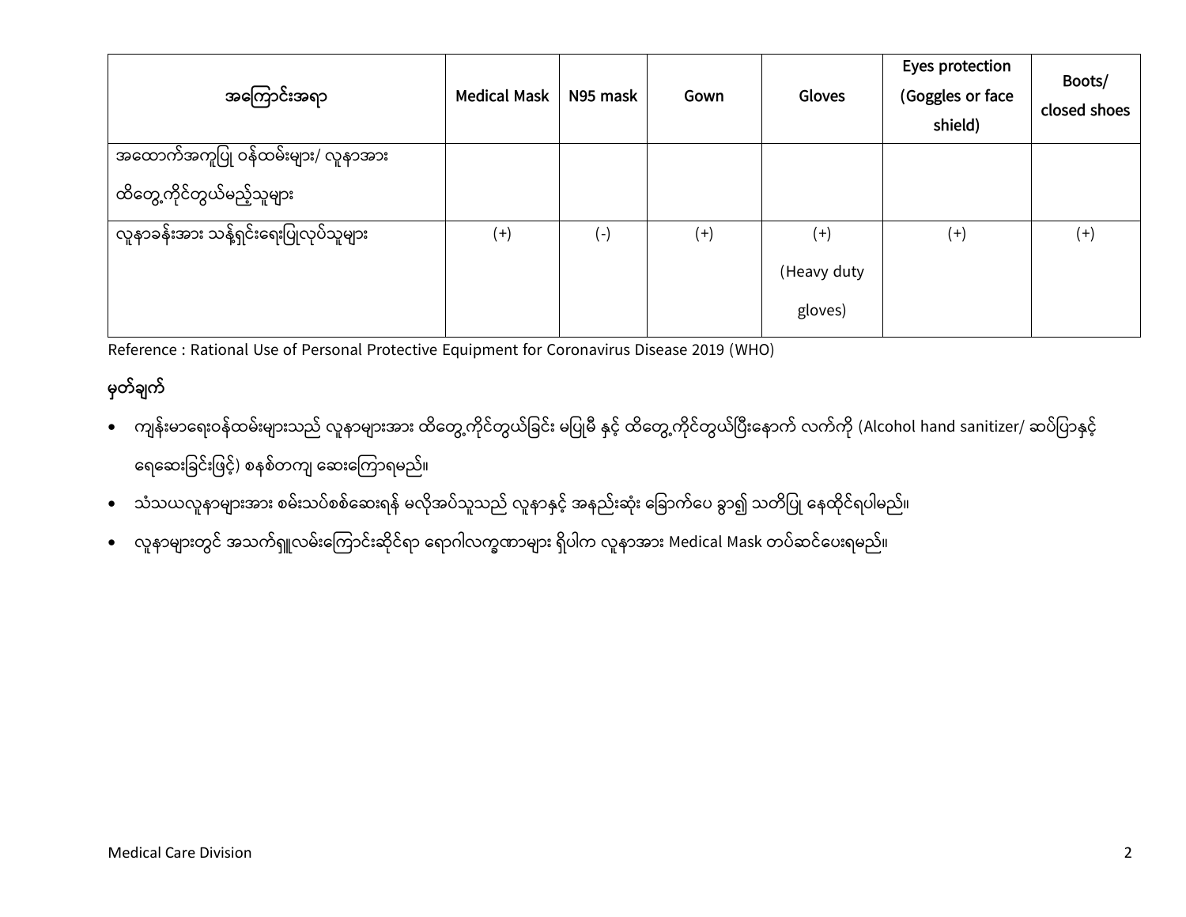| အကြောင်းအရာ | Medical Mask | N95 mask | Gown | Gloves | Eyes protection (Goggles or face shield) | Boots/ closed shoes |
|---|---|---|---|---|---|---|
| အထောက်အကူပြု ဝန်ထမ်းများ/ လူနာအား ထိတွေ့ကိုင်တွယ်မည့်သူများ | | | | | | |
| လူနာခန်းအား သန့်ရှင်းရေးပြုလုပ်သူများ | (+) | (-) | (+) | (+) (Heavy duty gloves) | (+) | (+) |

Reference : Rational Use of Personal Protective Equipment for Coronavirus Disease 2019 (WHO)

**မှတ်ချက်**

- ကျန်းမာရေးဝန်ထမ်းများသည် လူနာများအား ထိတွေ့ကိုင်တွယ်ခြင်း မပြုမီ နှင့် ထိတွေ့ကိုင်တွယ်ပြီးနောက် လက်ကို (Alcohol hand sanitizer/ ဆပ်ပြာနှင့် ရေဆေးခြင်းဖြင့်) စနစ်တကျ ဆေးကြောရမည်။
- သံသယလူနာများအား စမ်းသပ်စစ်ဆေးရန် မလိုအပ်သူသည် လူနာနှင့် အနည်းဆုံး ခြောက်ပေ ခွာ၍ သတိပြု နေထိုင်ရပါမည်။
- လူနာများတွင် အသက်ရှူလမ်းကြောင်းဆိုင်ရာ ရောဂါလက္ခဏာများ ရှိပါက လူနာအား Medical Mask တပ်ဆင်ပေးရမည်။

Medical Care Division